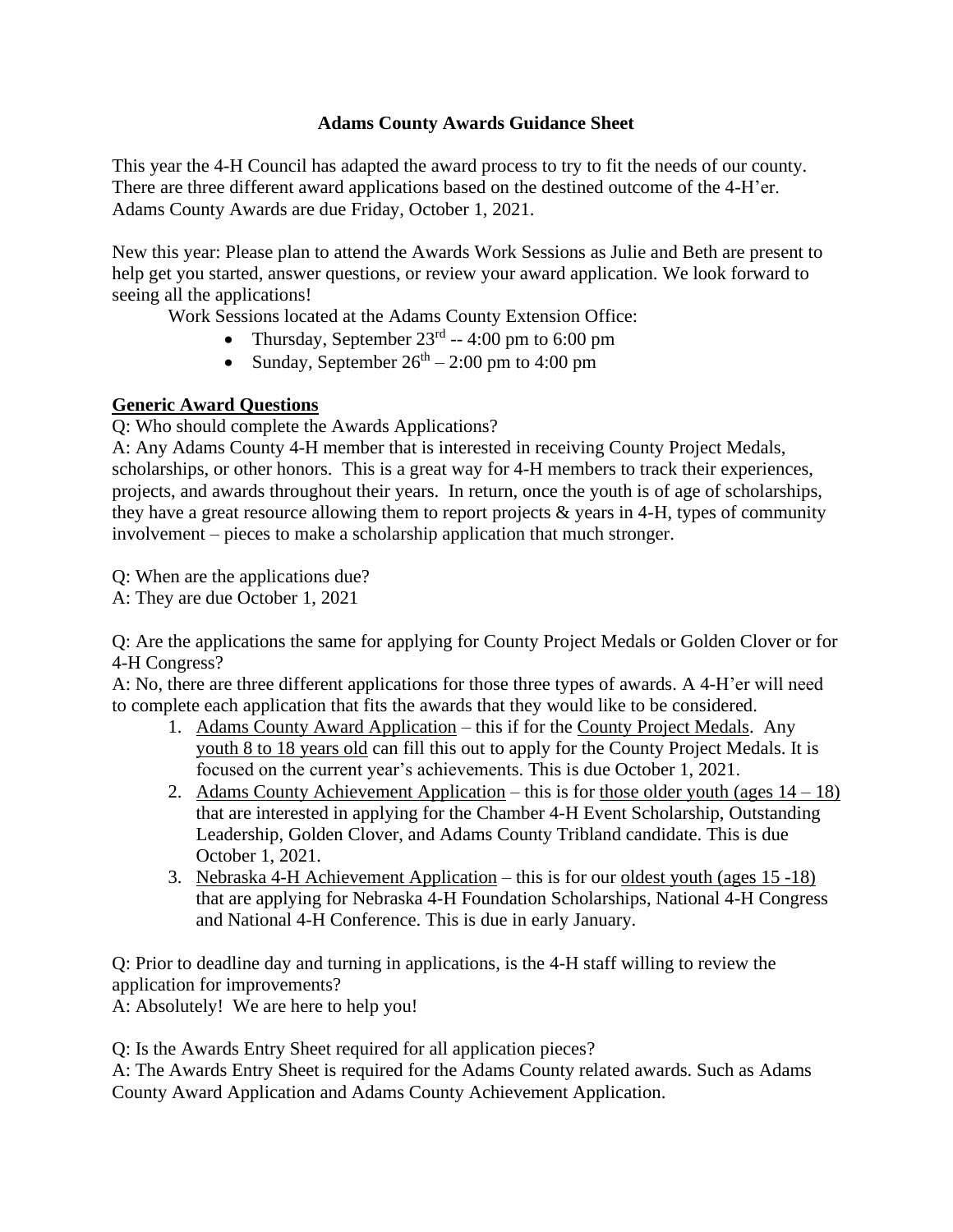# Adams County Awards Guidance Sheet

This year the 4-H Council has adapted the award process to try to fit the needs of our county. There are three different award applications based on the destined outcome of the 4-H'er. Adams County Awards are due Friday, October 1, 2021.

New this year: Please plan to attend the Awards Work Sessions as Julie and Beth are present to help get you started, answer questions, or review your award application. We look forward to seeing all the applications!

Work Sessions located at the Adams County Extension Office:

- Thursday, September 23rd -- 4:00 pm to 6:00 pm
- Sunday, September 26th – 2:00 pm to 4:00 pm

## Generic Award Questions

Q: Who should complete the Awards Applications?

A: Any Adams County 4-H member that is interested in receiving County Project Medals, scholarships, or other honors. This is a great way for 4-H members to track their experiences, projects, and awards throughout their years. In return, once the youth is of age of scholarships, they have a great resource allowing them to report projects & years in 4-H, types of community involvement – pieces to make a scholarship application that much stronger.

Q: When are the applications due?

A: They are due October 1, 2021

Q: Are the applications the same for applying for County Project Medals or Golden Clover or for 4-H Congress?

A: No, there are three different applications for those three types of awards. A 4-H'er will need to complete each application that fits the awards that they would like to be considered.

1. Adams County Award Application – this if for the County Project Medals. Any youth 8 to 18 years old can fill this out to apply for the County Project Medals. It is focused on the current year's achievements. This is due October 1, 2021.
2. Adams County Achievement Application – this is for those older youth (ages 14 – 18) that are interested in applying for the Chamber 4-H Event Scholarship, Outstanding Leadership, Golden Clover, and Adams County Tribland candidate. This is due October 1, 2021.
3. Nebraska 4-H Achievement Application – this is for our oldest youth (ages 15 -18) that are applying for Nebraska 4-H Foundation Scholarships, National 4-H Congress and National 4-H Conference. This is due in early January.

Q: Prior to deadline day and turning in applications, is the 4-H staff willing to review the application for improvements?

A: Absolutely! We are here to help you!

Q: Is the Awards Entry Sheet required for all application pieces?

A: The Awards Entry Sheet is required for the Adams County related awards. Such as Adams County Award Application and Adams County Achievement Application.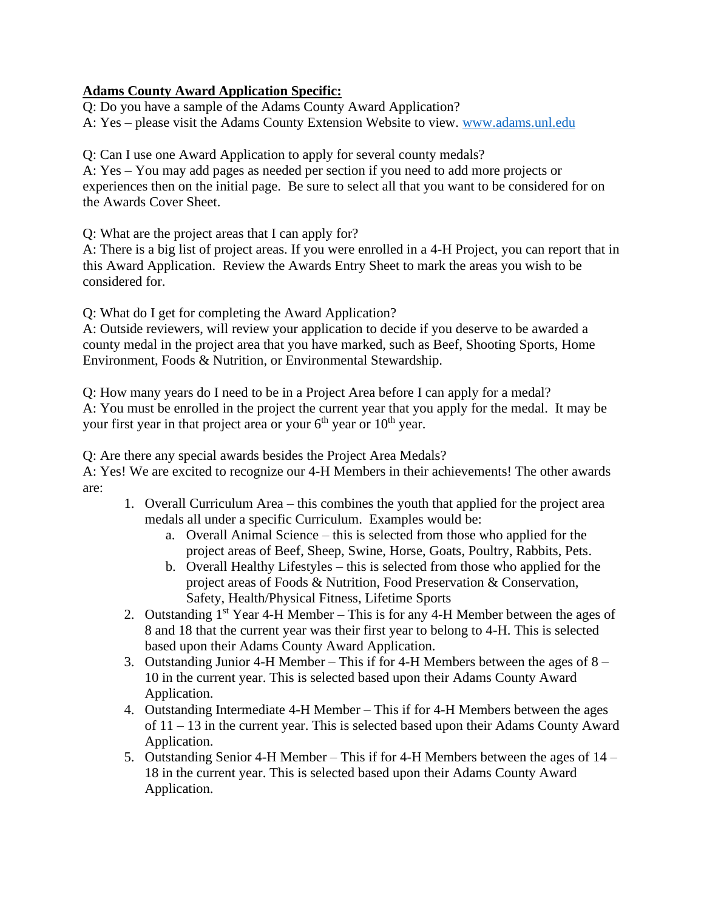**Adams County Award Application Specific:**

Q: Do you have a sample of the Adams County Award Application?
A: Yes – please visit the Adams County Extension Website to view. [www.adams.unl.edu](http://www.adams.unl.edu)

Q: Can I use one Award Application to apply for several county medals?
A: Yes – You may add pages as needed per section if you need to add more projects or experiences then on the initial page. Be sure to select all that you want to be considered for on the Awards Cover Sheet.

Q: What are the project areas that I can apply for?
A: There is a big list of project areas. If you were enrolled in a 4-H Project, you can report that in this Award Application. Review the Awards Entry Sheet to mark the areas you wish to be considered for.

Q: What do I get for completing the Award Application?
A: Outside reviewers, will review your application to decide if you deserve to be awarded a county medal in the project area that you have marked, such as Beef, Shooting Sports, Home Environment, Foods & Nutrition, or Environmental Stewardship.

Q: How many years do I need to be in a Project Area before I can apply for a medal?
A: You must be enrolled in the project the current year that you apply for the medal. It may be your first year in that project area or your 6th year or 10th year.

Q: Are there any special awards besides the Project Area Medals?
A: Yes! We are excited to recognize our 4-H Members in their achievements! The other awards are:

1. Overall Curriculum Area – this combines the youth that applied for the project area medals all under a specific Curriculum. Examples would be:
   a. Overall Animal Science – this is selected from those who applied for the project areas of Beef, Sheep, Swine, Horse, Goats, Poultry, Rabbits, Pets.
   b. Overall Healthy Lifestyles – this is selected from those who applied for the project areas of Foods & Nutrition, Food Preservation & Conservation, Safety, Health/Physical Fitness, Lifetime Sports
2. Outstanding 1st Year 4-H Member – This is for any 4-H Member between the ages of 8 and 18 that the current year was their first year to belong to 4-H. This is selected based upon their Adams County Award Application.
3. Outstanding Junior 4-H Member – This if for 4-H Members between the ages of 8 – 10 in the current year. This is selected based upon their Adams County Award Application.
4. Outstanding Intermediate 4-H Member – This if for 4-H Members between the ages of 11 – 13 in the current year. This is selected based upon their Adams County Award Application.
5. Outstanding Senior 4-H Member – This if for 4-H Members between the ages of 14 – 18 in the current year. This is selected based upon their Adams County Award Application.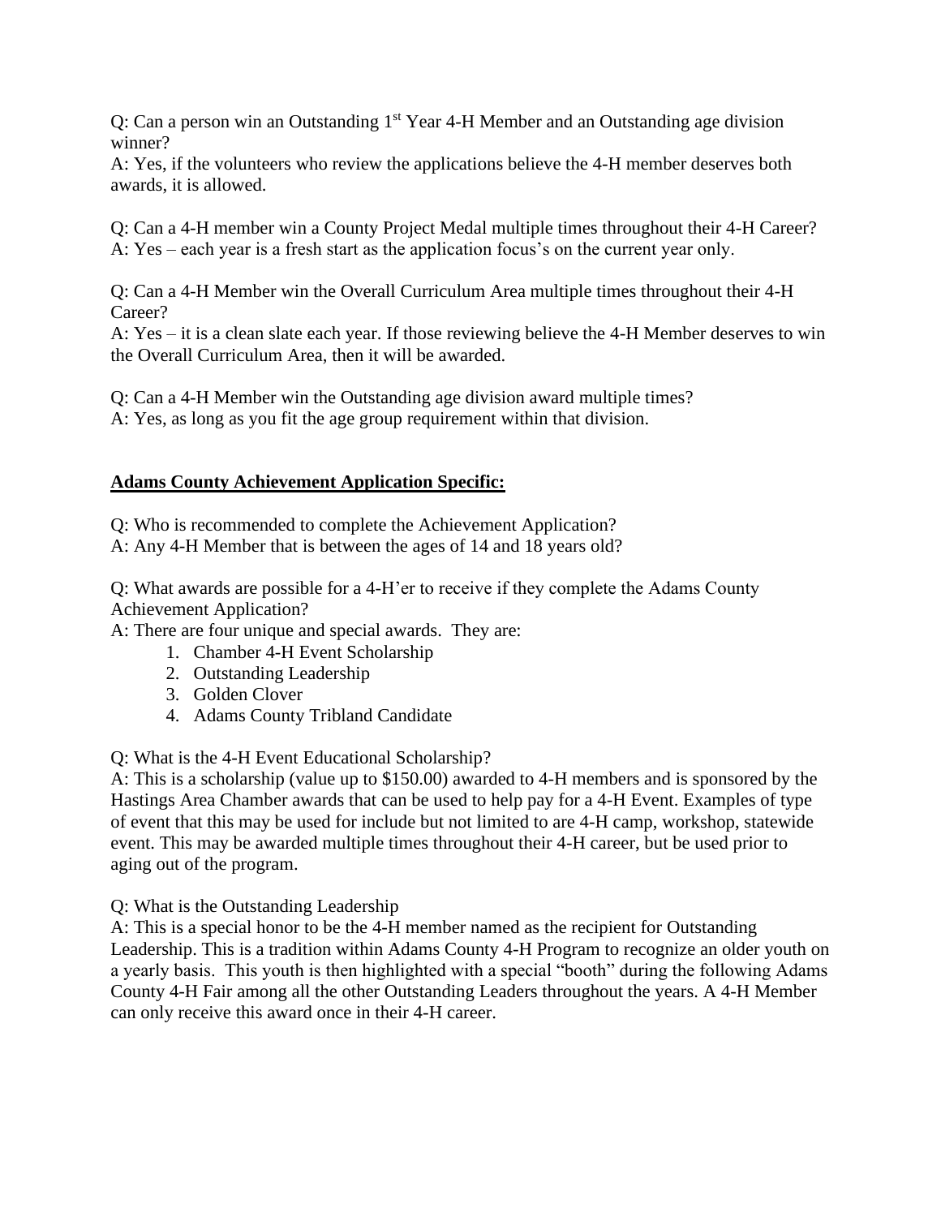Q: Can a person win an Outstanding 1st Year 4-H Member and an Outstanding age division winner?
A: Yes, if the volunteers who review the applications believe the 4-H member deserves both awards, it is allowed.

Q: Can a 4-H member win a County Project Medal multiple times throughout their 4-H Career?
A: Yes – each year is a fresh start as the application focus's on the current year only.

Q: Can a 4-H Member win the Overall Curriculum Area multiple times throughout their 4-H Career?
A: Yes – it is a clean slate each year. If those reviewing believe the 4-H Member deserves to win the Overall Curriculum Area, then it will be awarded.

Q: Can a 4-H Member win the Outstanding age division award multiple times?
A: Yes, as long as you fit the age group requirement within that division.

**Adams County Achievement Application Specific:**

Q: Who is recommended to complete the Achievement Application?
A: Any 4-H Member that is between the ages of 14 and 18 years old?

Q: What awards are possible for a 4-H'er to receive if they complete the Adams County Achievement Application?
A: There are four unique and special awards. They are:

1. Chamber 4-H Event Scholarship
2. Outstanding Leadership
3. Golden Clover
4. Adams County Tribland Candidate

Q: What is the 4-H Event Educational Scholarship?
A: This is a scholarship (value up to $150.00) awarded to 4-H members and is sponsored by the Hastings Area Chamber awards that can be used to help pay for a 4-H Event. Examples of type of event that this may be used for include but not limited to are 4-H camp, workshop, statewide event. This may be awarded multiple times throughout their 4-H career, but be used prior to aging out of the program.

Q: What is the Outstanding Leadership
A: This is a special honor to be the 4-H member named as the recipient for Outstanding Leadership. This is a tradition within Adams County 4-H Program to recognize an older youth on a yearly basis. This youth is then highlighted with a special "booth" during the following Adams County 4-H Fair among all the other Outstanding Leaders throughout the years. A 4-H Member can only receive this award once in their 4-H career.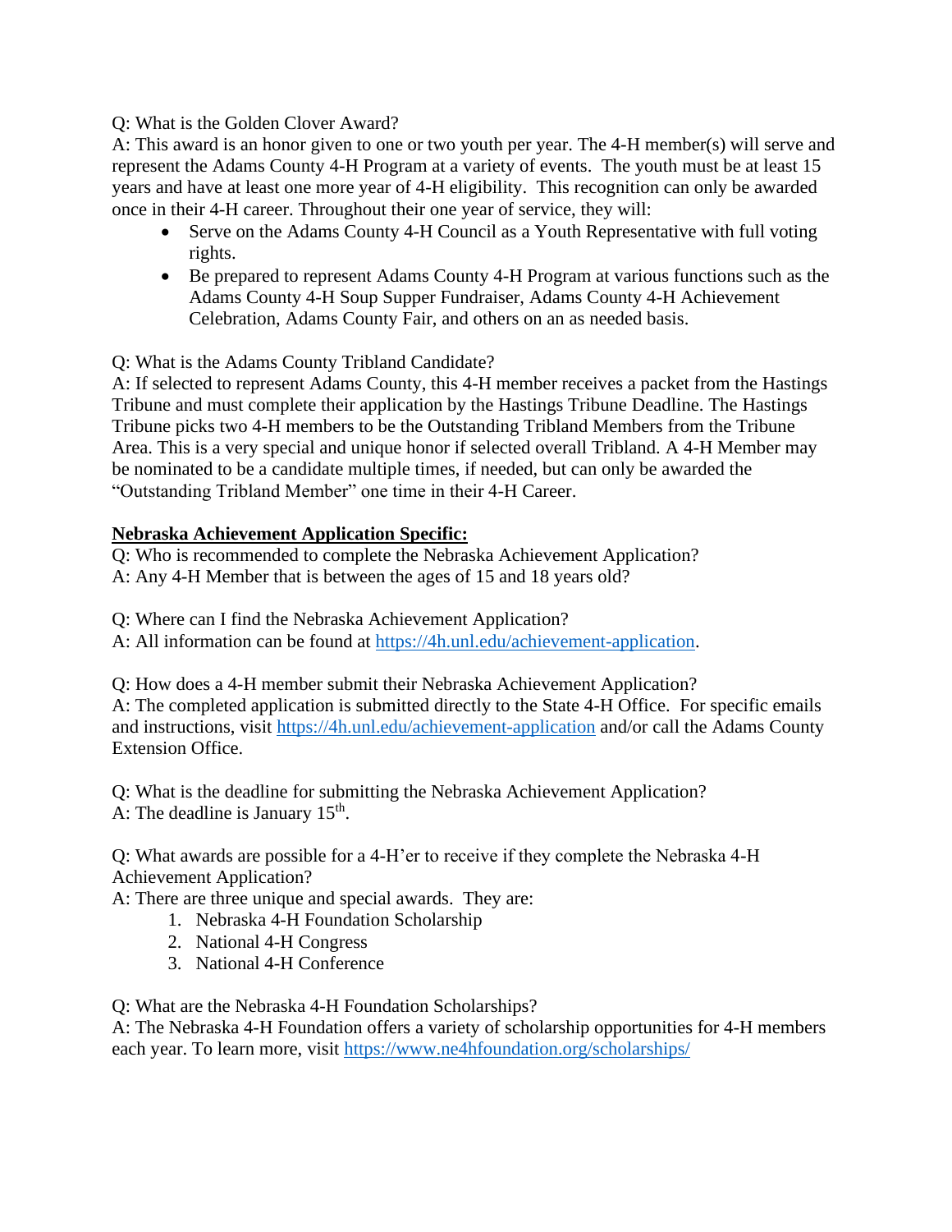Q: What is the Golden Clover Award?
A: This award is an honor given to one or two youth per year. The 4-H member(s) will serve and represent the Adams County 4-H Program at a variety of events. The youth must be at least 15 years and have at least one more year of 4-H eligibility. This recognition can only be awarded once in their 4-H career. Throughout their one year of service, they will:

- Serve on the Adams County 4-H Council as a Youth Representative with full voting rights.
- Be prepared to represent Adams County 4-H Program at various functions such as the Adams County 4-H Soup Supper Fundraiser, Adams County 4-H Achievement Celebration, Adams County Fair, and others on an as needed basis.

Q: What is the Adams County Tribland Candidate?
A: If selected to represent Adams County, this 4-H member receives a packet from the Hastings Tribune and must complete their application by the Hastings Tribune Deadline. The Hastings Tribune picks two 4-H members to be the Outstanding Tribland Members from the Tribune Area. This is a very special and unique honor if selected overall Tribland. A 4-H Member may be nominated to be a candidate multiple times, if needed, but can only be awarded the "Outstanding Tribland Member" one time in their 4-H Career.

**Nebraska Achievement Application Specific:**

Q: Who is recommended to complete the Nebraska Achievement Application?
A: Any 4-H Member that is between the ages of 15 and 18 years old?

Q: Where can I find the Nebraska Achievement Application?
A: All information can be found at https://4h.unl.edu/achievement-application.

Q: How does a 4-H member submit their Nebraska Achievement Application?
A: The completed application is submitted directly to the State 4-H Office. For specific emails and instructions, visit https://4h.unl.edu/achievement-application and/or call the Adams County Extension Office.

Q: What is the deadline for submitting the Nebraska Achievement Application?
A: The deadline is January 15th.

Q: What awards are possible for a 4-H'er to receive if they complete the Nebraska 4-H Achievement Application?
A: There are three unique and special awards. They are:

1. Nebraska 4-H Foundation Scholarship
2. National 4-H Congress
3. National 4-H Conference

Q: What are the Nebraska 4-H Foundation Scholarships?
A: The Nebraska 4-H Foundation offers a variety of scholarship opportunities for 4-H members each year. To learn more, visit https://www.ne4hfoundation.org/scholarships/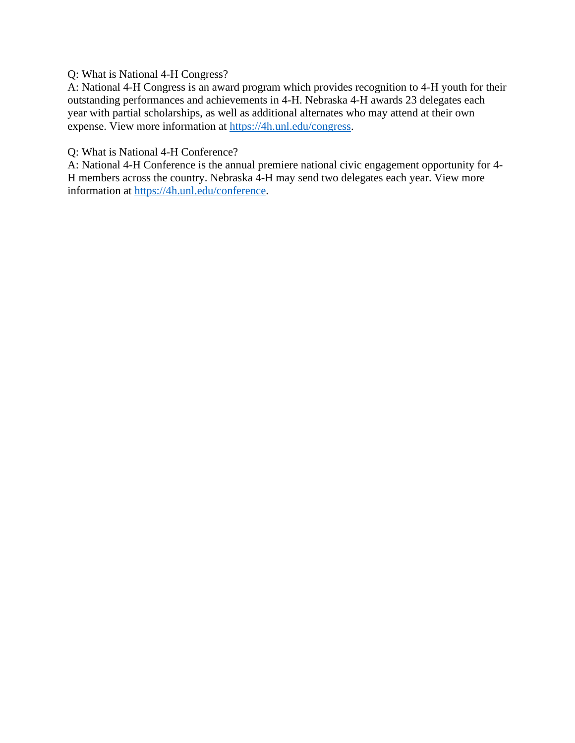Q: What is National 4-H Congress?
A: National 4-H Congress is an award program which provides recognition to 4-H youth for their outstanding performances and achievements in 4-H. Nebraska 4-H awards 23 delegates each year with partial scholarships, as well as additional alternates who may attend at their own expense. View more information at https://4h.unl.edu/congress.

Q: What is National 4-H Conference?
A: National 4-H Conference is the annual premiere national civic engagement opportunity for 4-H members across the country. Nebraska 4-H may send two delegates each year. View more information at https://4h.unl.edu/conference.